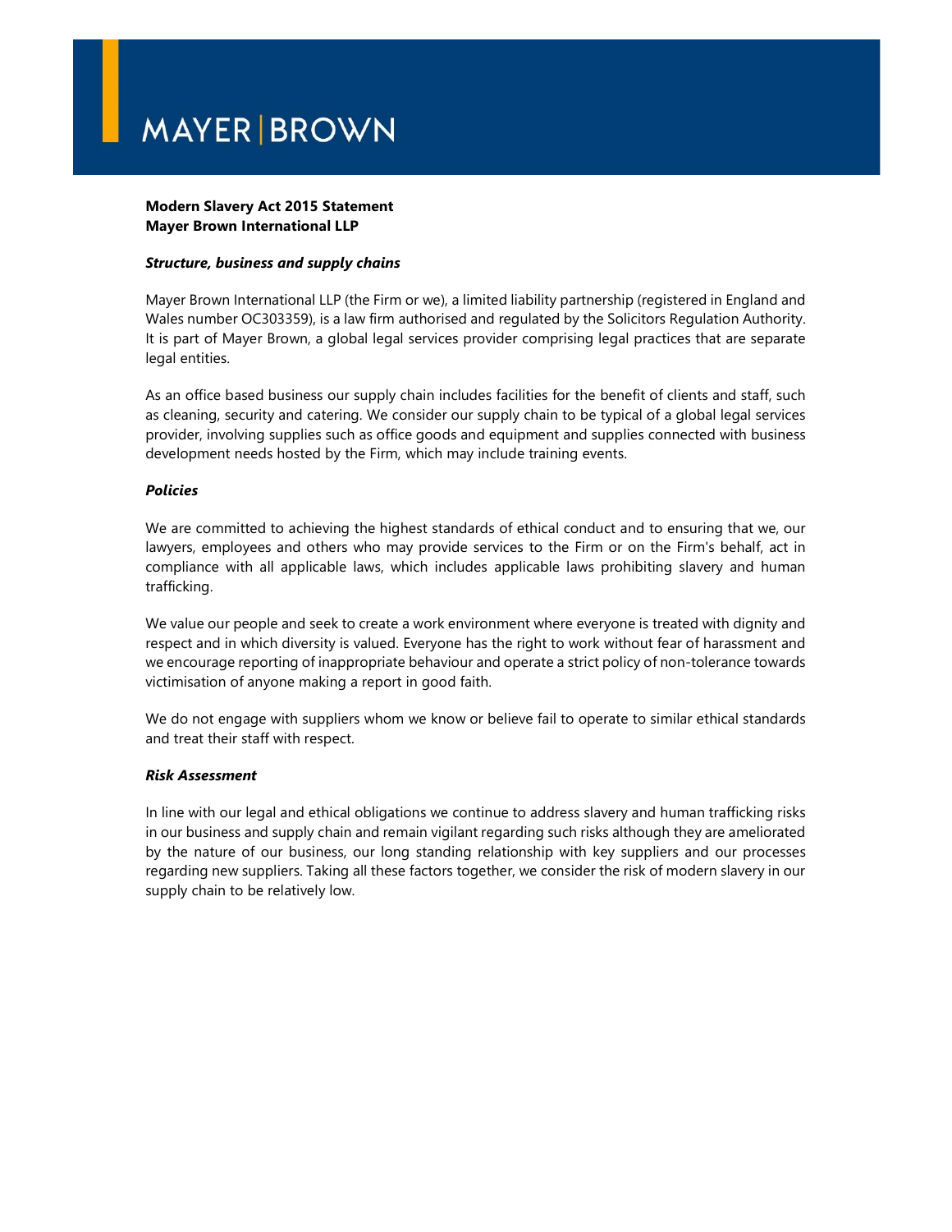MAYER | BROWN

**Modern Slavery Act 2015 Statement**
**Mayer Brown International LLP**

***Structure, business and supply chains***

Mayer Brown International LLP (the Firm or we), a limited liability partnership (registered in England and Wales number OC303359), is a law firm authorised and regulated by the Solicitors Regulation Authority. It is part of Mayer Brown, a global legal services provider comprising legal practices that are separate legal entities.

As an office based business our supply chain includes facilities for the benefit of clients and staff, such as cleaning, security and catering. We consider our supply chain to be typical of a global legal services provider, involving supplies such as office goods and equipment and supplies connected with business development needs hosted by the Firm, which may include training events.

***Policies***

We are committed to achieving the highest standards of ethical conduct and to ensuring that we, our lawyers, employees and others who may provide services to the Firm or on the Firm's behalf, act in compliance with all applicable laws, which includes applicable laws prohibiting slavery and human trafficking.

We value our people and seek to create a work environment where everyone is treated with dignity and respect and in which diversity is valued. Everyone has the right to work without fear of harassment and we encourage reporting of inappropriate behaviour and operate a strict policy of non-tolerance towards victimisation of anyone making a report in good faith.

We do not engage with suppliers whom we know or believe fail to operate to similar ethical standards and treat their staff with respect.

***Risk Assessment***

In line with our legal and ethical obligations we continue to address slavery and human trafficking risks in our business and supply chain and remain vigilant regarding such risks although they are ameliorated by the nature of our business, our long standing relationship with key suppliers and our processes regarding new suppliers. Taking all these factors together, we consider the risk of modern slavery in our supply chain to be relatively low.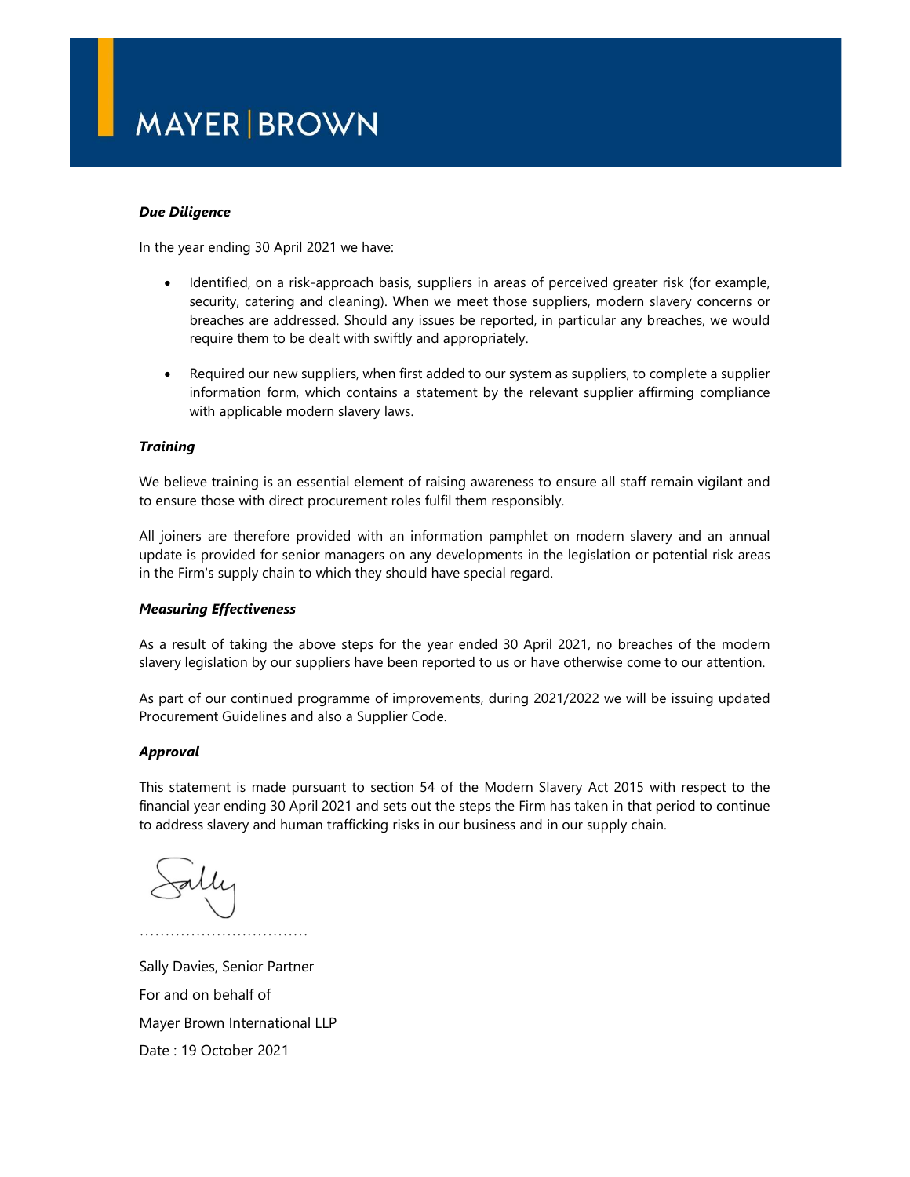***Due Diligence***

In the year ending 30 April 2021 we have:

- Identified, on a risk-approach basis, suppliers in areas of perceived greater risk (for example, security, catering and cleaning). When we meet those suppliers, modern slavery concerns or breaches are addressed. Should any issues be reported, in particular any breaches, we would require them to be dealt with swiftly and appropriately.
- Required our new suppliers, when first added to our system as suppliers, to complete a supplier information form, which contains a statement by the relevant supplier affirming compliance with applicable modern slavery laws.

***Training***

We believe training is an essential element of raising awareness to ensure all staff remain vigilant and to ensure those with direct procurement roles fulfil them responsibly.

All joiners are therefore provided with an information pamphlet on modern slavery and an annual update is provided for senior managers on any developments in the legislation or potential risk areas in the Firm's supply chain to which they should have special regard.

***Measuring Effectiveness***

As a result of taking the above steps for the year ended 30 April 2021, no breaches of the modern slavery legislation by our suppliers have been reported to us or have otherwise come to our attention.

As part of our continued programme of improvements, during 2021/2022 we will be issuing updated Procurement Guidelines and also a Supplier Code.

***Approval***

This statement is made pursuant to section 54 of the Modern Slavery Act 2015 with respect to the financial year ending 30 April 2021 and sets out the steps the Firm has taken in that period to continue to address slavery and human trafficking risks in our business and in our supply chain.

Sally

………………………………

Sally Davies, Senior Partner

For and on behalf of

Mayer Brown International LLP

Date : 19 October 2021